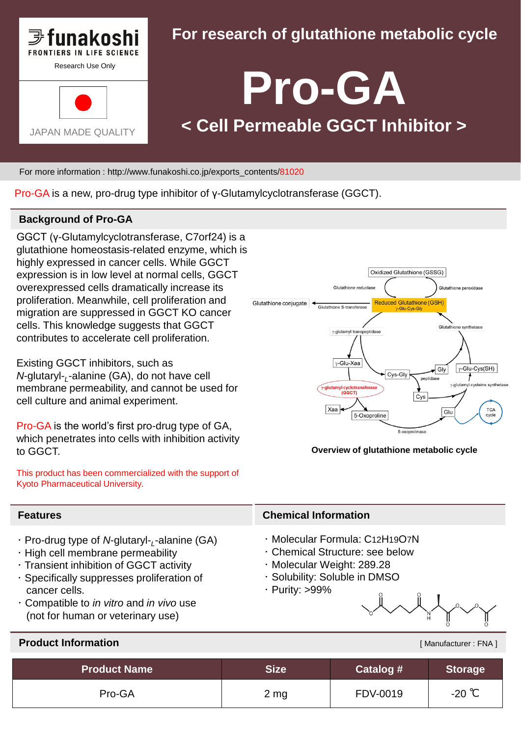funakoshi
FRONTIERS IN LIFE SCIENCE
Research Use Only

JAPAN MADE QUALITY

## For research of glutathione metabolic cycle

# Pro-GA

## < Cell Permeable GGCT Inhibitor >

For more information : http://www.funakoshi.co.jp/exports_contents/81020

Pro-GA is a new, pro-drug type inhibitor of γ-Glutamylcyclotransferase (GGCT).

## Background of Pro-GA

GGCT (γ-Glutamylcyclotransferase, C7orf24) is a glutathione homeostasis-related enzyme, which is highly expressed in cancer cells. While GGCT expression is in low level at normal cells, GGCT overexpressed cells dramatically increase its proliferation. Meanwhile, cell proliferation and migration are suppressed in GGCT KO cancer cells. This knowledge suggests that GGCT contributes to accelerate cell proliferation.

Existing GGCT inhibitors, such as *N*-glutaryl-$_L$-alanine (GA), do not have cell membrane permeability, and cannot be used for cell culture and animal experiment.

Pro-GA is the world's first pro-drug type of GA, which penetrates into cells with inhibition activity to GGCT.

This product has been commercialized with the support of Kyoto Pharmaceutical University.

Overview of glutathione metabolic cycle

## Features

- Pro-drug type of *N*-glutaryl-$_L$-alanine (GA)
- High cell membrane permeability
- Transient inhibition of GGCT activity
- Specifically suppresses proliferation of cancer cells.
- Compatible to *in vitro* and *in vivo* use (not for human or veterinary use)

## Chemical Information

- Molecular Formula: $C_{12}H_{19}O_7N$
- Chemical Structure: see below
- Molecular Weight: 289.28
- Solubility: Soluble in DMSO
- Purity: >99%

## Product Information

[ Manufacturer : FNA ]

| Product Name | Size | Catalog # | Storage |
|---|---|---|---|
| Pro-GA | 2 mg | FDV-0019 | -20 ℃ |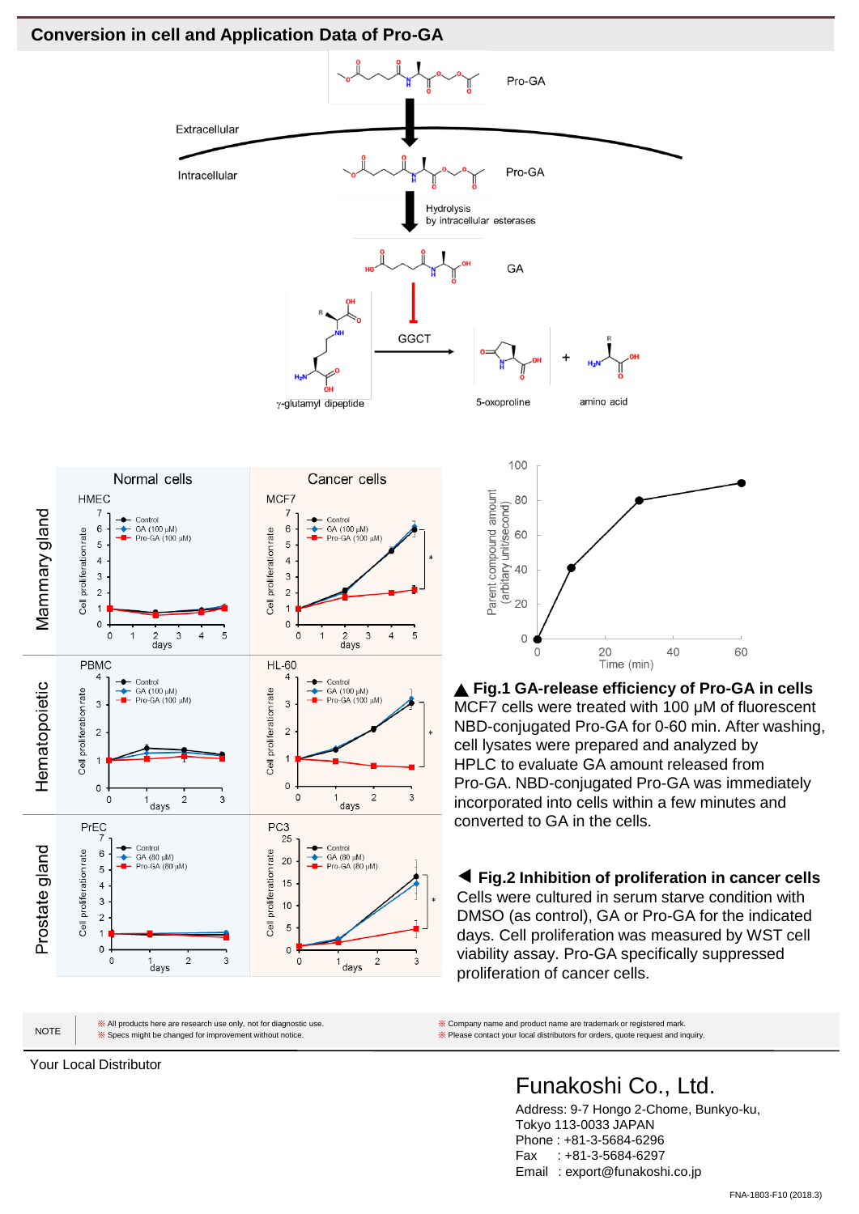## Conversion in cell and Application Data of Pro-GA

Pro-GA

Extracellular

Intracellular

Pro-GA

Hydrolysis
by intracellular esterases

GA

GGCT

γ-glutamyl dipeptide

5-oxoproline

amino acid

Normal cells

Cancer cells

Mammary gland

HMEC

MCF7

Hematopoietic

PBMC

HL-60

Prostate gland

PrEC

PC3

Control
GA (100 μM)
Pro-GA (100 μM)

Control
GA (80 μM)
Pro-GA (80 μM)

Cell proliferation rate

days

Parent compound amount (arbitrary unit/second)

Time (min)

**▲ Fig.1 GA-release efficiency of Pro-GA in cells**
MCF7 cells were treated with 100 μM of fluorescent NBD-conjugated Pro-GA for 0-60 min. After washing, cell lysates were prepared and analyzed by HPLC to evaluate GA amount released from Pro-GA. NBD-conjugated Pro-GA was immediately incorporated into cells within a few minutes and converted to GA in the cells.

**◀ Fig.2 Inhibition of proliferation in cancer cells**
Cells were cultured in serum starve condition with DMSO (as control), GA or Pro-GA for the indicated days. Cell proliferation was measured by WST cell viability assay. Pro-GA specifically suppressed proliferation of cancer cells.

NOTE
※ All products here are research use only, not for diagnostic use.
※ Specs might be changed for improvement without notice.
※ Company name and product name are trademark or registered mark.
※ Please contact your local distributors for orders, quote request and inquiry.

Your Local Distributor

Funakoshi Co., Ltd.
Address: 9-7 Hongo 2-Chome, Bunkyo-ku,
Tokyo 113-0033 JAPAN
Phone : +81-3-5684-6296
Fax : +81-3-5684-6297
Email : export@funakoshi.co.jp

FNA-1803-F10 (2018.3)